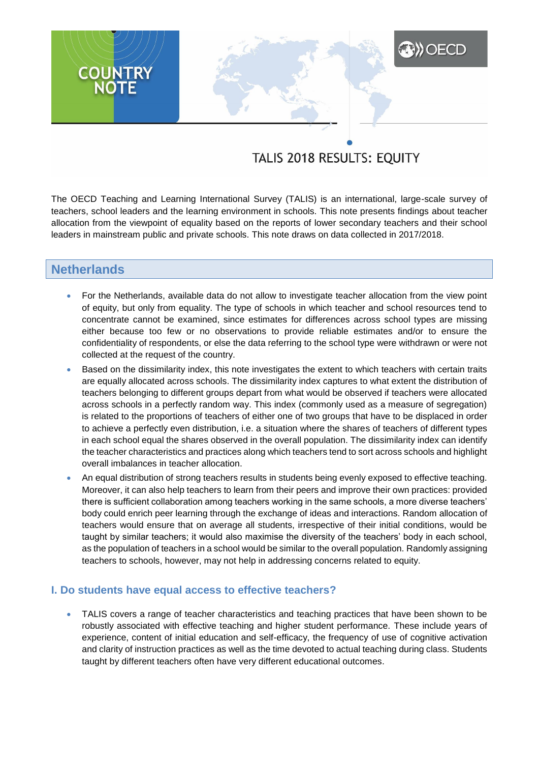COUNTRY NOTE

OECD

# TALIS 2018 RESULTS: EQUITY

The OECD Teaching and Learning International Survey (TALIS) is an international, large-scale survey of teachers, school leaders and the learning environment in schools. This note presents findings about teacher allocation from the viewpoint of equality based on the reports of lower secondary teachers and their school leaders in mainstream public and private schools. This note draws on data collected in 2017/2018.

## Netherlands

- For the Netherlands, available data do not allow to investigate teacher allocation from the view point of equity, but only from equality. The type of schools in which teacher and school resources tend to concentrate cannot be examined, since estimates for differences across school types are missing either because too few or no observations to provide reliable estimates and/or to ensure the confidentiality of respondents, or else the data referring to the school type were withdrawn or were not collected at the request of the country.
- Based on the dissimilarity index, this note investigates the extent to which teachers with certain traits are equally allocated across schools. The dissimilarity index captures to what extent the distribution of teachers belonging to different groups depart from what would be observed if teachers were allocated across schools in a perfectly random way. This index (commonly used as a measure of segregation) is related to the proportions of teachers of either one of two groups that have to be displaced in order to achieve a perfectly even distribution, i.e. a situation where the shares of teachers of different types in each school equal the shares observed in the overall population. The dissimilarity index can identify the teacher characteristics and practices along which teachers tend to sort across schools and highlight overall imbalances in teacher allocation.
- An equal distribution of strong teachers results in students being evenly exposed to effective teaching. Moreover, it can also help teachers to learn from their peers and improve their own practices: provided there is sufficient collaboration among teachers working in the same schools, a more diverse teachers' body could enrich peer learning through the exchange of ideas and interactions. Random allocation of teachers would ensure that on average all students, irrespective of their initial conditions, would be taught by similar teachers; it would also maximise the diversity of the teachers' body in each school, as the population of teachers in a school would be similar to the overall population. Randomly assigning teachers to schools, however, may not help in addressing concerns related to equity.

### I. Do students have equal access to effective teachers?

- TALIS covers a range of teacher characteristics and teaching practices that have been shown to be robustly associated with effective teaching and higher student performance. These include years of experience, content of initial education and self-efficacy, the frequency of use of cognitive activation and clarity of instruction practices as well as the time devoted to actual teaching during class. Students taught by different teachers often have very different educational outcomes.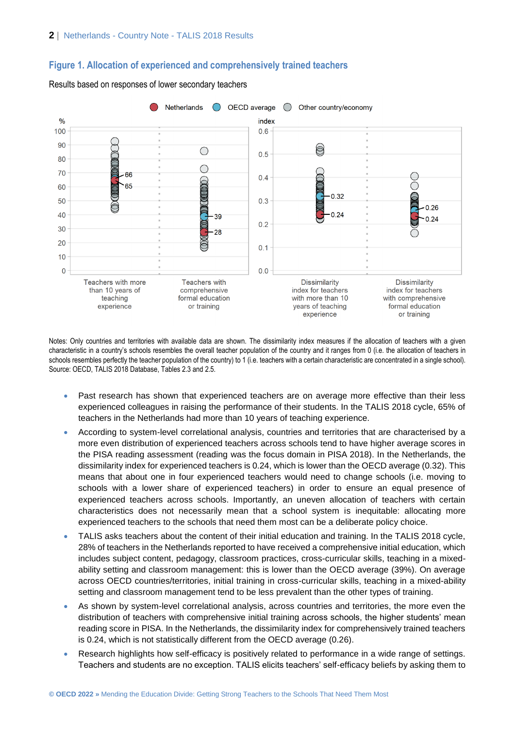## Figure 1. Allocation of experienced and comprehensively trained teachers

Results based on responses of lower secondary teachers

Netherlands | OECD average | Other country/economy

| | Teachers with more than 10 years of teaching experience (%) | Teachers with comprehensive formal education or training (%) | Dissimilarity index for teachers with more than 10 years of teaching experience | Dissimilarity index for teachers with comprehensive formal education or training |
|---|---|---|---|---|
| Netherlands | 65 | 28 | 0.24 | 0.24 |
| OECD average | 66 | 39 | 0.32 | 0.26 |

Notes: Only countries and territories with available data are shown. The dissimilarity index measures if the allocation of teachers with a given characteristic in a country's schools resembles the overall teacher population of the country and it ranges from 0 (i.e. the allocation of teachers in schools resembles perfectly the teacher population of the country) to 1 (i.e. teachers with a certain characteristic are concentrated in a single school).
Source: OECD, TALIS 2018 Database, Tables 2.3 and 2.5.

- Past research has shown that experienced teachers are on average more effective than their less experienced colleagues in raising the performance of their students. In the TALIS 2018 cycle, 65% of teachers in the Netherlands had more than 10 years of teaching experience.
- According to system-level correlational analysis, countries and territories that are characterised by a more even distribution of experienced teachers across schools tend to have higher average scores in the PISA reading assessment (reading was the focus domain in PISA 2018). In the Netherlands, the dissimilarity index for experienced teachers is 0.24, which is lower than the OECD average (0.32). This means that about one in four experienced teachers would need to change schools (i.e. moving to schools with a lower share of experienced teachers) in order to ensure an equal presence of experienced teachers across schools. Importantly, an uneven allocation of teachers with certain characteristics does not necessarily mean that a school system is inequitable: allocating more experienced teachers to the schools that need them most can be a deliberate policy choice.
- TALIS asks teachers about the content of their initial education and training. In the TALIS 2018 cycle, 28% of teachers in the Netherlands reported to have received a comprehensive initial education, which includes subject content, pedagogy, classroom practices, cross-curricular skills, teaching in a mixed-ability setting and classroom management: this is lower than the OECD average (39%). On average across OECD countries/territories, initial training in cross-curricular skills, teaching in a mixed-ability setting and classroom management tend to be less prevalent than the other types of training.
- As shown by system-level correlational analysis, across countries and territories, the more even the distribution of teachers with comprehensive initial training across schools, the higher students' mean reading score in PISA. In the Netherlands, the dissimilarity index for comprehensively trained teachers is 0.24, which is not statistically different from the OECD average (0.26).
- Research highlights how self-efficacy is positively related to performance in a wide range of settings. Teachers and students are no exception. TALIS elicits teachers' self-efficacy beliefs by asking them to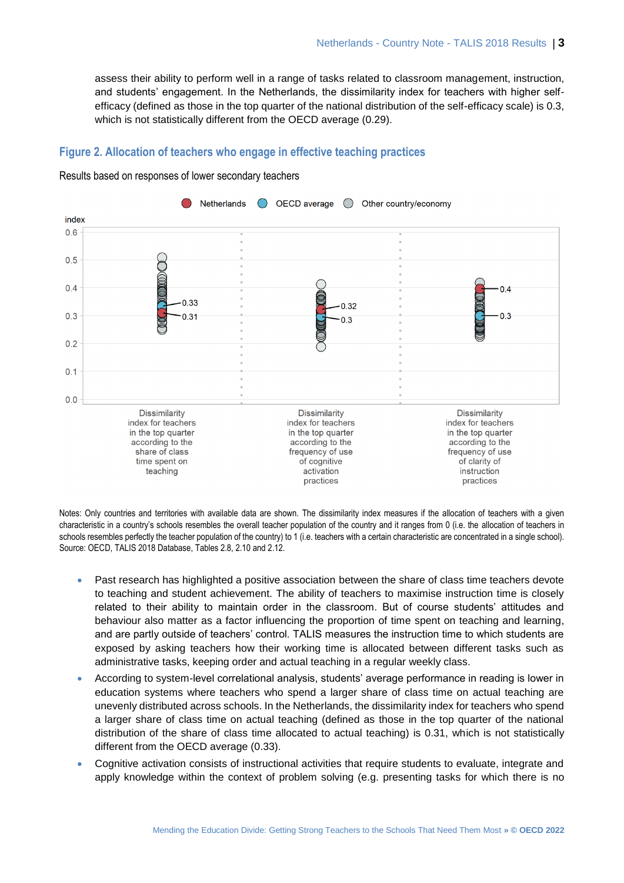assess their ability to perform well in a range of tasks related to classroom management, instruction, and students' engagement. In the Netherlands, the dissimilarity index for teachers with higher self-efficacy (defined as those in the top quarter of the national distribution of the self-efficacy scale) is 0.3, which is not statistically different from the OECD average (0.29).

## Figure 2. Allocation of teachers who engage in effective teaching practices

Results based on responses of lower secondary teachers

| Indicator | Netherlands | OECD average |
|---|---|---|
| Dissimilarity index for teachers in the top quarter according to the share of class time spent on teaching | 0.31 | 0.33 |
| Dissimilarity index for teachers in the top quarter according to the frequency of use of cognitive activation practices | 0.32 | 0.3 |
| Dissimilarity index for teachers in the top quarter according to the frequency of use of clarity of instruction practices | 0.4 | 0.3 |

Notes: Only countries and territories with available data are shown. The dissimilarity index measures if the allocation of teachers with a given characteristic in a country's schools resembles the overall teacher population of the country and it ranges from 0 (i.e. the allocation of teachers in schools resembles perfectly the teacher population of the country) to 1 (i.e. teachers with a certain characteristic are concentrated in a single school).
Source: OECD, TALIS 2018 Database, Tables 2.8, 2.10 and 2.12.

- Past research has highlighted a positive association between the share of class time teachers devote to teaching and student achievement. The ability of teachers to maximise instruction time is closely related to their ability to maintain order in the classroom. But of course students' attitudes and behaviour also matter as a factor influencing the proportion of time spent on teaching and learning, and are partly outside of teachers' control. TALIS measures the instruction time to which students are exposed by asking teachers how their working time is allocated between different tasks such as administrative tasks, keeping order and actual teaching in a regular weekly class.
- According to system-level correlational analysis, students' average performance in reading is lower in education systems where teachers who spend a larger share of class time on actual teaching are unevenly distributed across schools. In the Netherlands, the dissimilarity index for teachers who spend a larger share of class time on actual teaching (defined as those in the top quarter of the national distribution of the share of class time allocated to actual teaching) is 0.31, which is not statistically different from the OECD average (0.33).
- Cognitive activation consists of instructional activities that require students to evaluate, integrate and apply knowledge within the context of problem solving (e.g. presenting tasks for which there is no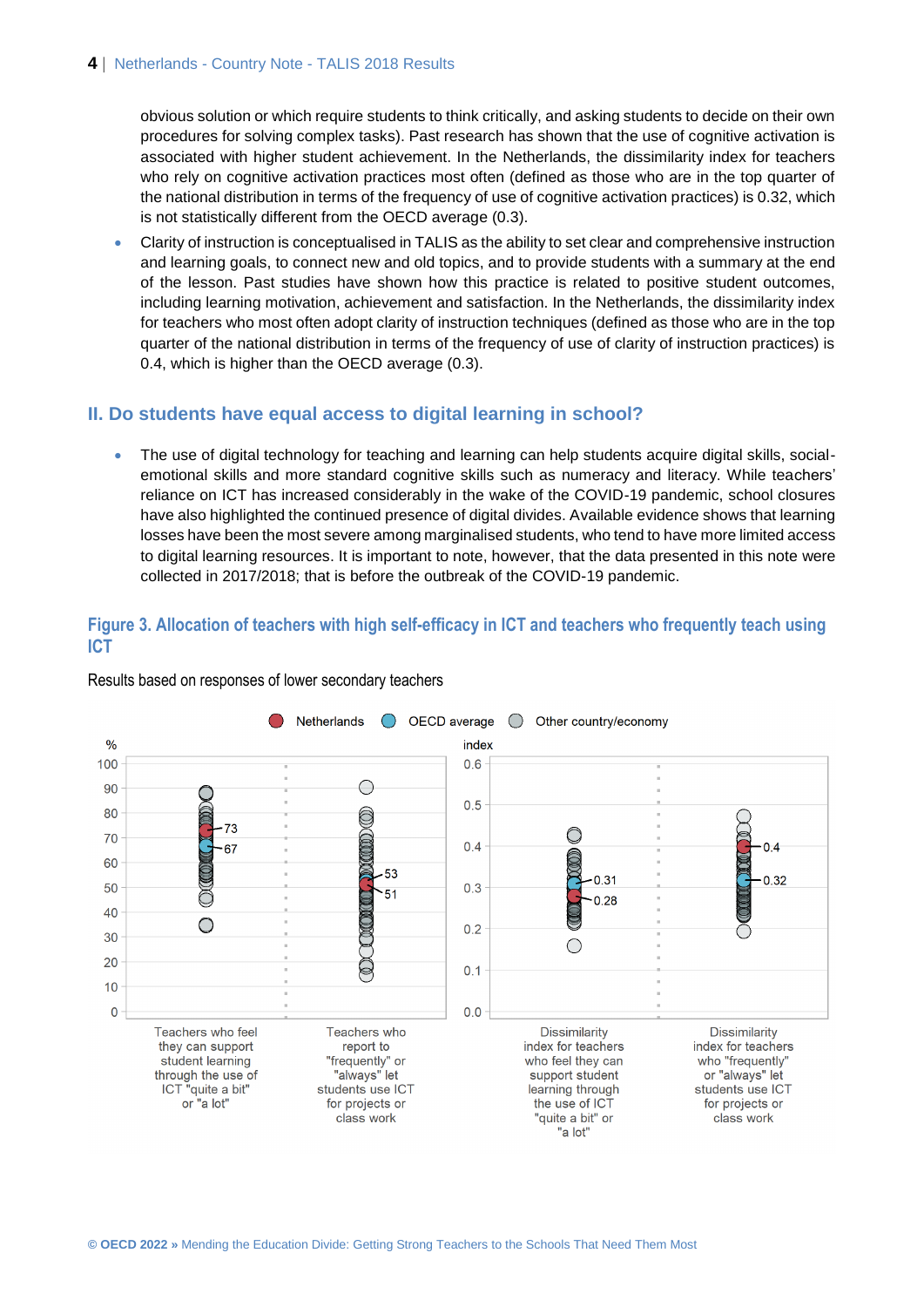obvious solution or which require students to think critically, and asking students to decide on their own procedures for solving complex tasks). Past research has shown that the use of cognitive activation is associated with higher student achievement. In the Netherlands, the dissimilarity index for teachers who rely on cognitive activation practices most often (defined as those who are in the top quarter of the national distribution in terms of the frequency of use of cognitive activation practices) is 0.32, which is not statistically different from the OECD average (0.3).

- Clarity of instruction is conceptualised in TALIS as the ability to set clear and comprehensive instruction and learning goals, to connect new and old topics, and to provide students with a summary at the end of the lesson. Past studies have shown how this practice is related to positive student outcomes, including learning motivation, achievement and satisfaction. In the Netherlands, the dissimilarity index for teachers who most often adopt clarity of instruction techniques (defined as those who are in the top quarter of the national distribution in terms of the frequency of use of clarity of instruction practices) is 0.4, which is higher than the OECD average (0.3).

## II. Do students have equal access to digital learning in school?

- The use of digital technology for teaching and learning can help students acquire digital skills, social-emotional skills and more standard cognitive skills such as numeracy and literacy. While teachers' reliance on ICT has increased considerably in the wake of the COVID-19 pandemic, school closures have also highlighted the continued presence of digital divides. Available evidence shows that learning losses have been the most severe among marginalised students, who tend to have more limited access to digital learning resources. It is important to note, however, that the data presented in this note were collected in 2017/2018; that is before the outbreak of the COVID-19 pandemic.

### Figure 3. Allocation of teachers with high self-efficacy in ICT and teachers who frequently teach using ICT

Results based on responses of lower secondary teachers

| Indicator | Netherlands | OECD average |
|---|---|---|
| Teachers who feel they can support student learning through the use of ICT "quite a bit" or "a lot" (%) | 73 | 67 |
| Teachers who report to "frequently" or "always" let students use ICT for projects or class work (%) | 51 | 53 |
| Dissimilarity index for teachers who feel they can support student learning through the use of ICT "quite a bit" or "a lot" (index) | 0.28 | 0.31 |
| Dissimilarity index for teachers who "frequently" or "always" let students use ICT for projects or class work (index) | 0.4 | 0.32 |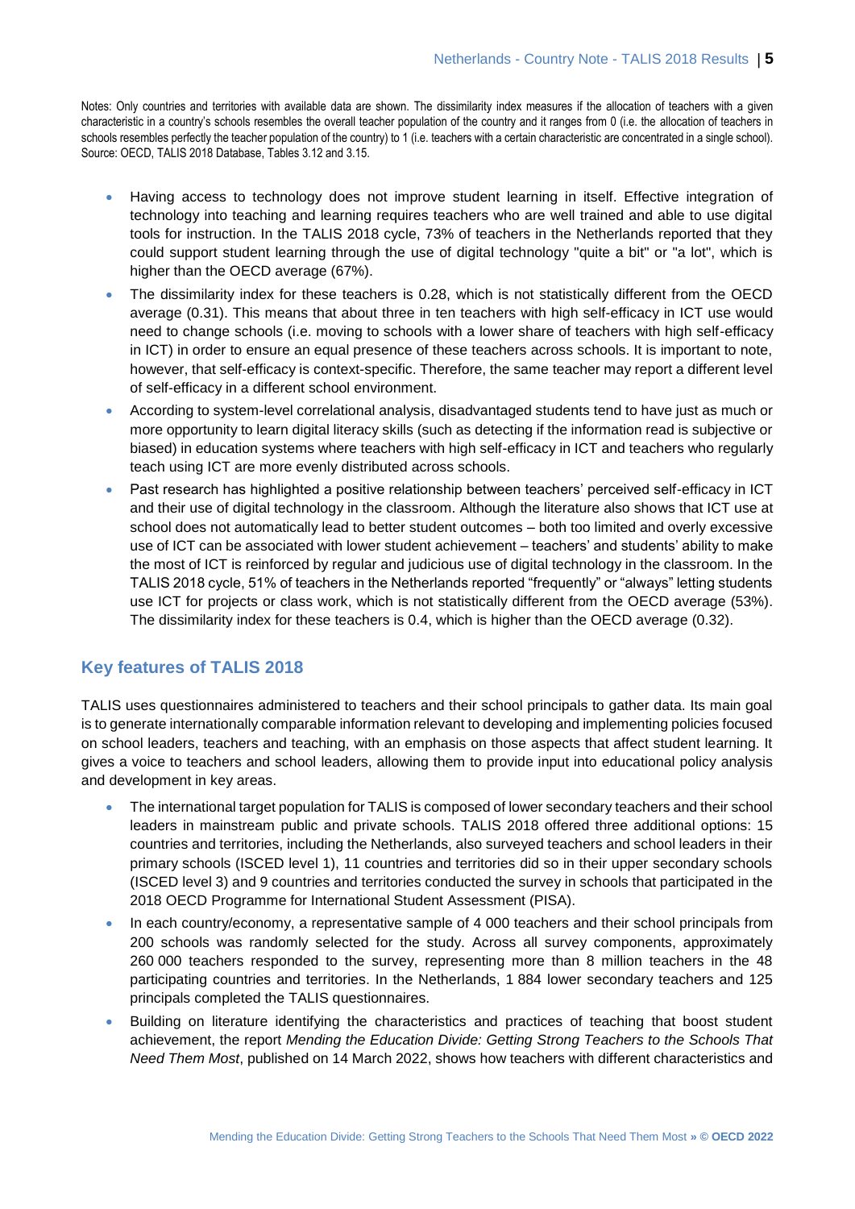Notes: Only countries and territories with available data are shown. The dissimilarity index measures if the allocation of teachers with a given characteristic in a country's schools resembles the overall teacher population of the country and it ranges from 0 (i.e. the allocation of teachers in schools resembles perfectly the teacher population of the country) to 1 (i.e. teachers with a certain characteristic are concentrated in a single school).
Source: OECD, TALIS 2018 Database, Tables 3.12 and 3.15.

- Having access to technology does not improve student learning in itself. Effective integration of technology into teaching and learning requires teachers who are well trained and able to use digital tools for instruction. In the TALIS 2018 cycle, 73% of teachers in the Netherlands reported that they could support student learning through the use of digital technology "quite a bit" or "a lot", which is higher than the OECD average (67%).
- The dissimilarity index for these teachers is 0.28, which is not statistically different from the OECD average (0.31). This means that about three in ten teachers with high self-efficacy in ICT use would need to change schools (i.e. moving to schools with a lower share of teachers with high self-efficacy in ICT) in order to ensure an equal presence of these teachers across schools. It is important to note, however, that self-efficacy is context-specific. Therefore, the same teacher may report a different level of self-efficacy in a different school environment.
- According to system-level correlational analysis, disadvantaged students tend to have just as much or more opportunity to learn digital literacy skills (such as detecting if the information read is subjective or biased) in education systems where teachers with high self-efficacy in ICT and teachers who regularly teach using ICT are more evenly distributed across schools.
- Past research has highlighted a positive relationship between teachers' perceived self-efficacy in ICT and their use of digital technology in the classroom. Although the literature also shows that ICT use at school does not automatically lead to better student outcomes – both too limited and overly excessive use of ICT can be associated with lower student achievement – teachers' and students' ability to make the most of ICT is reinforced by regular and judicious use of digital technology in the classroom. In the TALIS 2018 cycle, 51% of teachers in the Netherlands reported "frequently" or "always" letting students use ICT for projects or class work, which is not statistically different from the OECD average (53%). The dissimilarity index for these teachers is 0.4, which is higher than the OECD average (0.32).

## Key features of TALIS 2018

TALIS uses questionnaires administered to teachers and their school principals to gather data. Its main goal is to generate internationally comparable information relevant to developing and implementing policies focused on school leaders, teachers and teaching, with an emphasis on those aspects that affect student learning. It gives a voice to teachers and school leaders, allowing them to provide input into educational policy analysis and development in key areas.

- The international target population for TALIS is composed of lower secondary teachers and their school leaders in mainstream public and private schools. TALIS 2018 offered three additional options: 15 countries and territories, including the Netherlands, also surveyed teachers and school leaders in their primary schools (ISCED level 1), 11 countries and territories did so in their upper secondary schools (ISCED level 3) and 9 countries and territories conducted the survey in schools that participated in the 2018 OECD Programme for International Student Assessment (PISA).
- In each country/economy, a representative sample of 4 000 teachers and their school principals from 200 schools was randomly selected for the study. Across all survey components, approximately 260 000 teachers responded to the survey, representing more than 8 million teachers in the 48 participating countries and territories. In the Netherlands, 1 884 lower secondary teachers and 125 principals completed the TALIS questionnaires.
- Building on literature identifying the characteristics and practices of teaching that boost student achievement, the report *Mending the Education Divide: Getting Strong Teachers to the Schools That Need Them Most*, published on 14 March 2022, shows how teachers with different characteristics and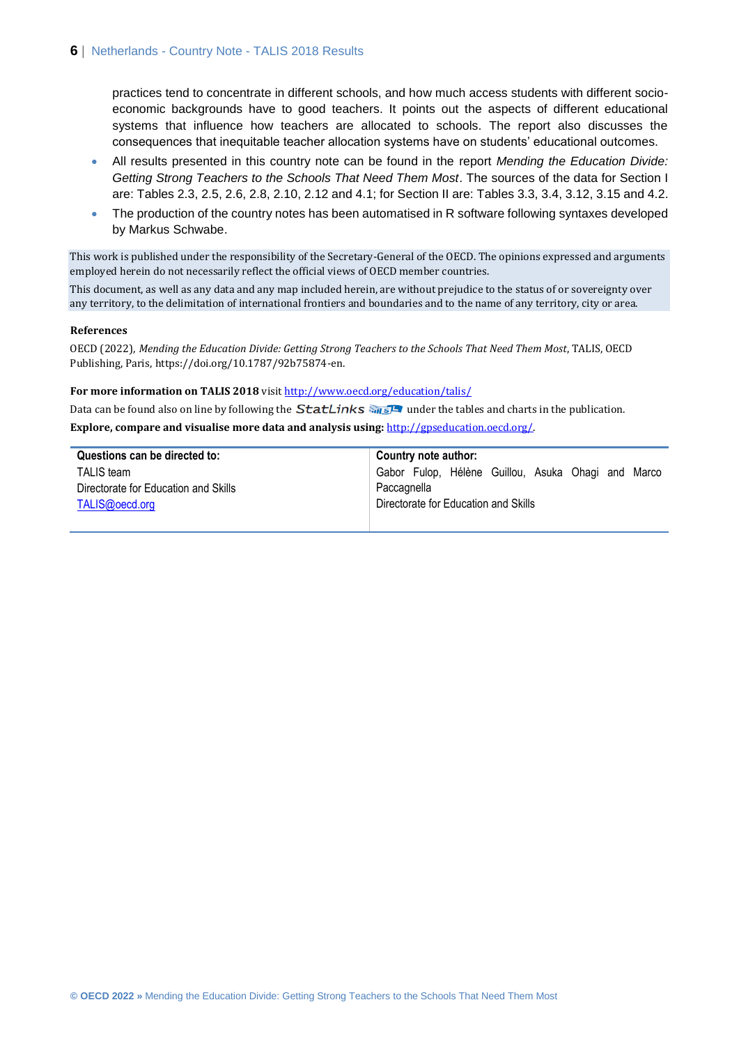practices tend to concentrate in different schools, and how much access students with different socio-economic backgrounds have to good teachers. It points out the aspects of different educational systems that influence how teachers are allocated to schools. The report also discusses the consequences that inequitable teacher allocation systems have on students' educational outcomes.

- All results presented in this country note can be found in the report *Mending the Education Divide: Getting Strong Teachers to the Schools That Need Them Most*. The sources of the data for Section I are: Tables 2.3, 2.5, 2.6, 2.8, 2.10, 2.12 and 4.1; for Section II are: Tables 3.3, 3.4, 3.12, 3.15 and 4.2.
- The production of the country notes has been automatised in R software following syntaxes developed by Markus Schwabe.

This work is published under the responsibility of the Secretary-General of the OECD. The opinions expressed and arguments employed herein do not necessarily reflect the official views of OECD member countries.

This document, as well as any data and any map included herein, are without prejudice to the status of or sovereignty over any territory, to the delimitation of international frontiers and boundaries and to the name of any territory, city or area.

**References**

OECD (2022), *Mending the Education Divide: Getting Strong Teachers to the Schools That Need Them Most*, TALIS, OECD Publishing, Paris, https://doi.org/10.1787/92b75874-en.

**For more information on TALIS 2018** visit http://www.oecd.org/education/talis/

Data can be found also on line by following the StatLinks under the tables and charts in the publication.

**Explore, compare and visualise more data and analysis using:** http://gpseducation.oecd.org/.

| **Questions can be directed to:** | **Country note author:** |
|---|---|
| TALIS team<br>Directorate for Education and Skills<br>TALIS@oecd.org | Gabor Fulop, Hélène Guillou, Asuka Ohagi and Marco Paccagnella<br>Directorate for Education and Skills |